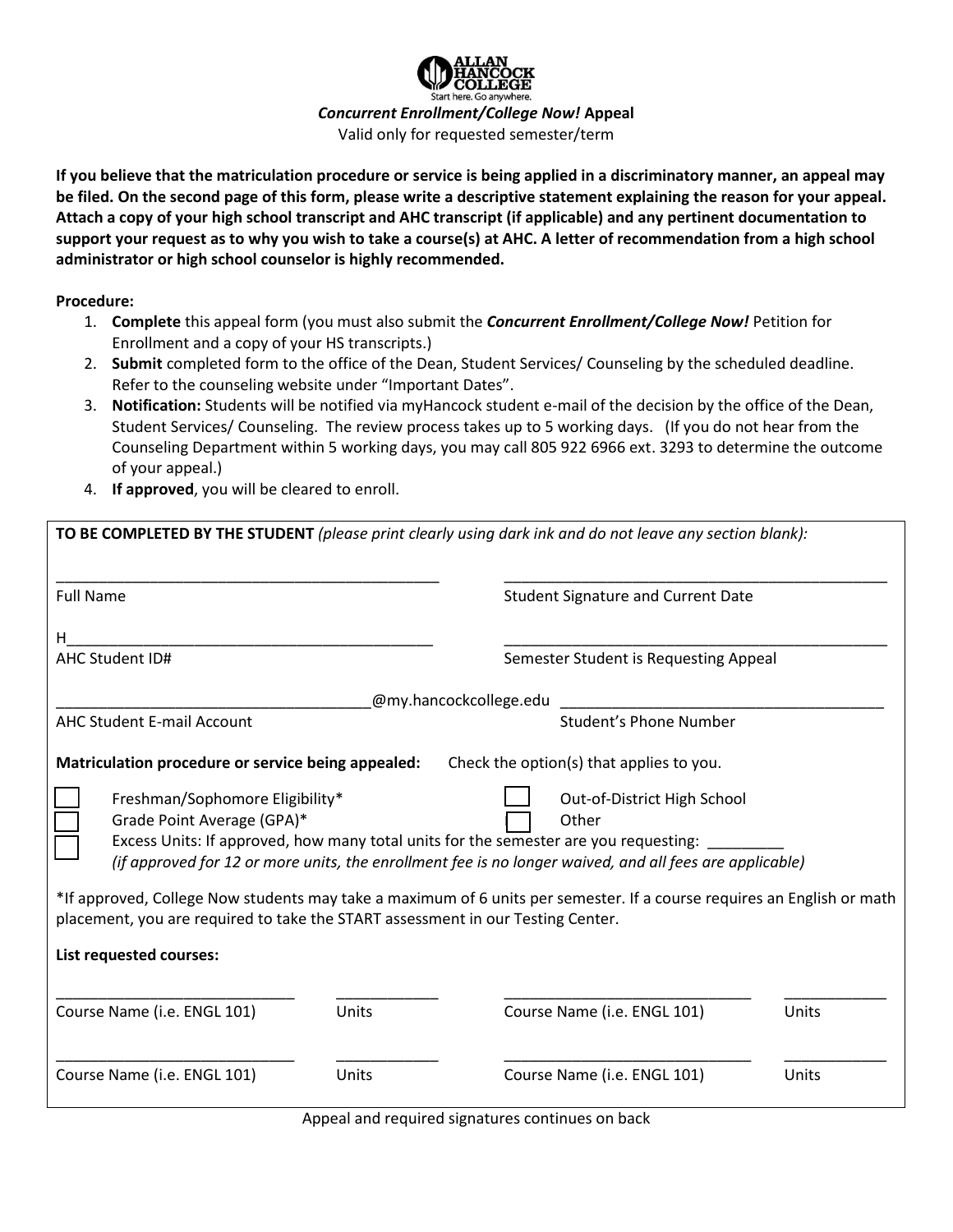ALLAN HANCOCK COLLEGE

Start here. Go anywhere.

# *Concurrent Enrollment/College Now!* Appeal

Valid only for requested semester/term

**If you believe that the matriculation procedure or service is being applied in a discriminatory manner, an appeal may be filed. On the second page of this form, please write a descriptive statement explaining the reason for your appeal. Attach a copy of your high school transcript and AHC transcript (if applicable) and any pertinent documentation to support your request as to why you wish to take a course(s) at AHC. A letter of recommendation from a high school administrator or high school counselor is highly recommended.**

**Procedure:**

1. **Complete** this appeal form (you must also submit the ***Concurrent Enrollment/College Now!*** Petition for Enrollment and a copy of your HS transcripts.)
2. **Submit** completed form to the office of the Dean, Student Services/ Counseling by the scheduled deadline. Refer to the counseling website under "Important Dates".
3. **Notification:** Students will be notified via myHancock student e-mail of the decision by the office of the Dean, Student Services/ Counseling. The review process takes up to 5 working days. (If you do not hear from the Counseling Department within 5 working days, you may call 805 922 6966 ext. 3293 to determine the outcome of your appeal.)
4. **If approved**, you will be cleared to enroll.

**TO BE COMPLETED BY THE STUDENT** *(please print clearly using dark ink and do not leave any section blank):*

_______________________________________ Full Name

_______________________________________ Student Signature and Current Date

H______________________________________ AHC Student ID#

_______________________________________ Semester Student is Requesting Appeal

______________________________@my.hancockcollege.edu AHC Student E-mail Account

_______________________________________ Student's Phone Number

**Matriculation procedure or service being appealed:** Check the option(s) that applies to you.

- ☐ Freshman/Sophomore Eligibility*
- ☐ Out-of-District High School
- ☐ Grade Point Average (GPA)*
- ☐ Other
- ☐ Excess Units: If approved, how many total units for the semester are you requesting: _________
  *(if approved for 12 or more units, the enrollment fee is no longer waived, and all fees are applicable)*

*If approved, College Now students may take a maximum of 6 units per semester. If a course requires an English or math placement, you are required to take the START assessment in our Testing Center.

**List requested courses:**

| Course Name (i.e. ENGL 101) | Units | Course Name (i.e. ENGL 101) | Units |
|---|---|---|---|
| | | | |
| | | | |

Appeal and required signatures continues on back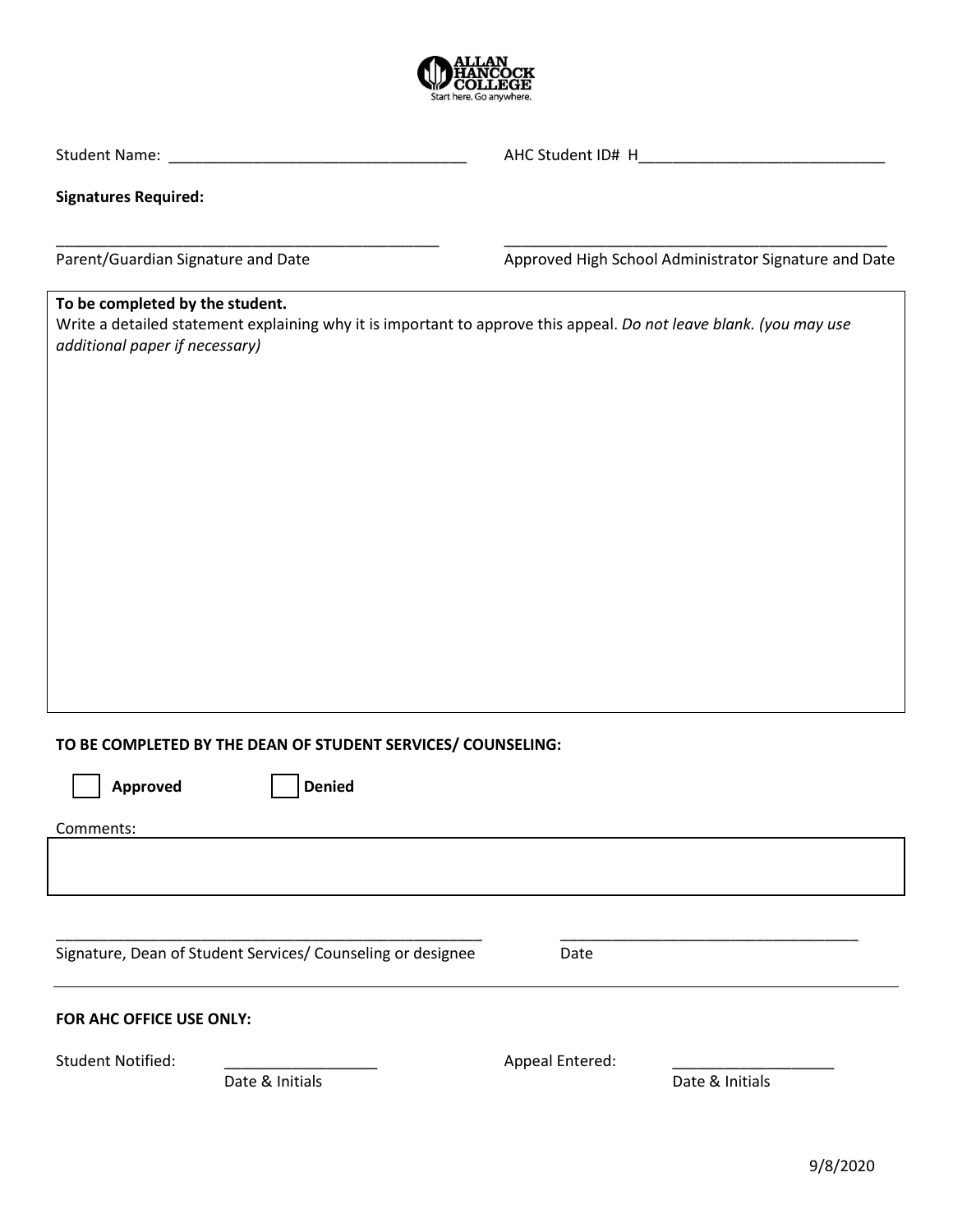ALLAN HANCOCK COLLEGE
Start here. Go anywhere.

Student Name: ___________________________________ AHC Student ID# H_____________________________

**Signatures Required:**

_____________________________________________ _____________________________________________

Parent/Guardian Signature and Date Approved High School Administrator Signature and Date

**To be completed by the student.**

Write a detailed statement explaining why it is important to approve this appeal. *Do not leave blank. (you may use additional paper if necessary)*

**TO BE COMPLETED BY THE DEAN OF STUDENT SERVICES/ COUNSELING:**

☐ **Approved** ☐ **Denied**

Comments:

_____________________________________________________ ___________________________________

Signature, Dean of Student Services/ Counseling or designee Date

**FOR AHC OFFICE USE ONLY:**

Student Notified: __________________ Appeal Entered: ___________________

Date & Initials Date & Initials

9/8/2020